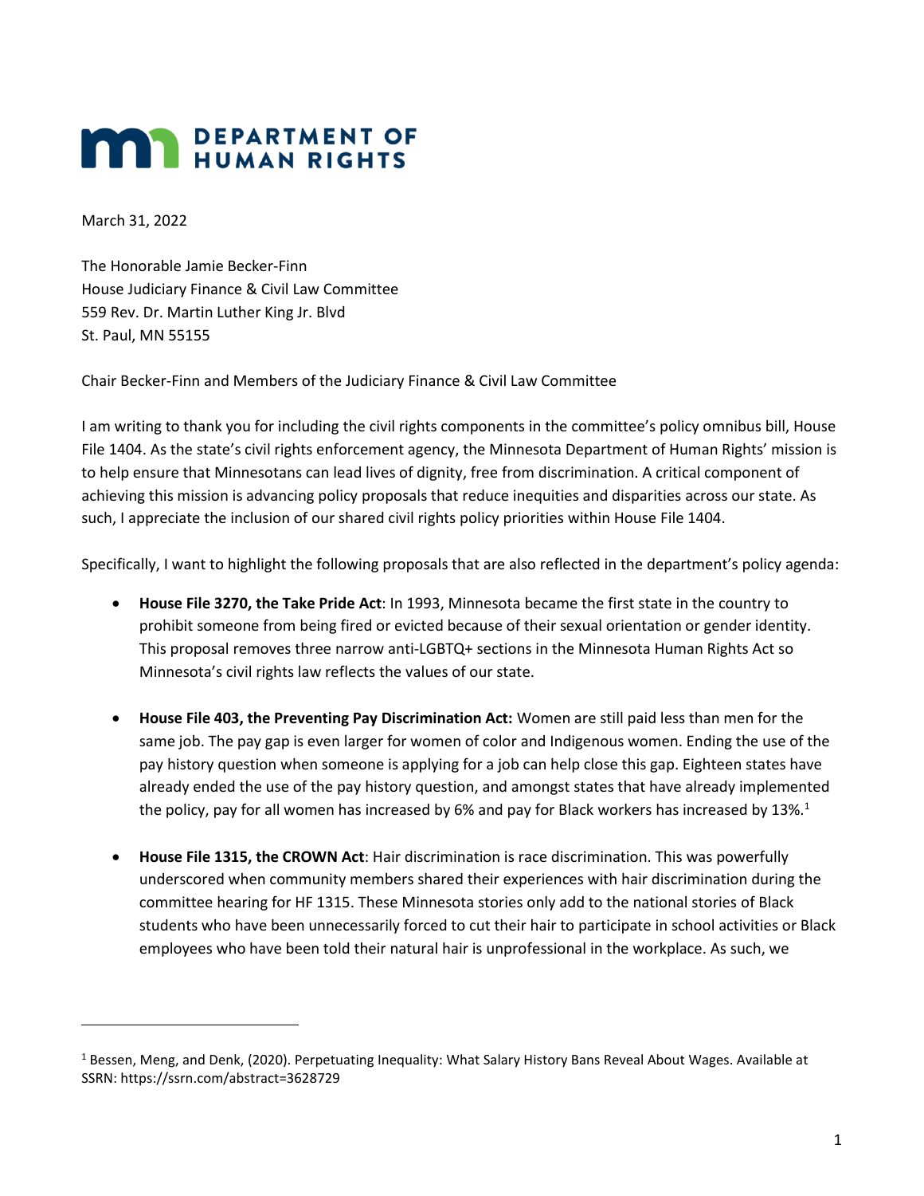**DEPARTMENT OF HUMAN RIGHTS**

March 31, 2022

The Honorable Jamie Becker-Finn
House Judiciary Finance & Civil Law Committee
559 Rev. Dr. Martin Luther King Jr. Blvd
St. Paul, MN 55155

Chair Becker-Finn and Members of the Judiciary Finance & Civil Law Committee

I am writing to thank you for including the civil rights components in the committee's policy omnibus bill, House File 1404. As the state's civil rights enforcement agency, the Minnesota Department of Human Rights' mission is to help ensure that Minnesotans can lead lives of dignity, free from discrimination. A critical component of achieving this mission is advancing policy proposals that reduce inequities and disparities across our state. As such, I appreciate the inclusion of our shared civil rights policy priorities within House File 1404.

Specifically, I want to highlight the following proposals that are also reflected in the department's policy agenda:

- **House File 3270, the Take Pride Act**: In 1993, Minnesota became the first state in the country to prohibit someone from being fired or evicted because of their sexual orientation or gender identity. This proposal removes three narrow anti-LGBTQ+ sections in the Minnesota Human Rights Act so Minnesota's civil rights law reflects the values of our state.

- **House File 403, the Preventing Pay Discrimination Act:** Women are still paid less than men for the same job. The pay gap is even larger for women of color and Indigenous women. Ending the use of the pay history question when someone is applying for a job can help close this gap. Eighteen states have already ended the use of the pay history question, and amongst states that have already implemented the policy, pay for all women has increased by 6% and pay for Black workers has increased by 13%.[1]

- **House File 1315, the CROWN Act**: Hair discrimination is race discrimination. This was powerfully underscored when community members shared their experiences with hair discrimination during the committee hearing for HF 1315. These Minnesota stories only add to the national stories of Black students who have been unnecessarily forced to cut their hair to participate in school activities or Black employees who have been told their natural hair is unprofessional in the workplace. As such, we

---

[1] Bessen, Meng, and Denk, (2020). Perpetuating Inequality: What Salary History Bans Reveal About Wages. Available at SSRN: https://ssrn.com/abstract=3628729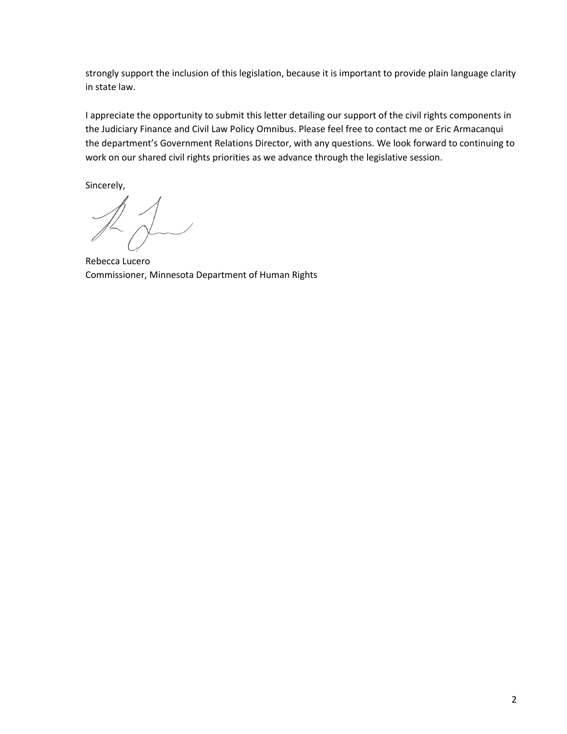strongly support the inclusion of this legislation, because it is important to provide plain language clarity in state law.

I appreciate the opportunity to submit this letter detailing our support of the civil rights components in the Judiciary Finance and Civil Law Policy Omnibus. Please feel free to contact me or Eric Armacanqui the department's Government Relations Director, with any questions. We look forward to continuing to work on our shared civil rights priorities as we advance through the legislative session.

Sincerely,

Rebecca Lucero
Commissioner, Minnesota Department of Human Rights